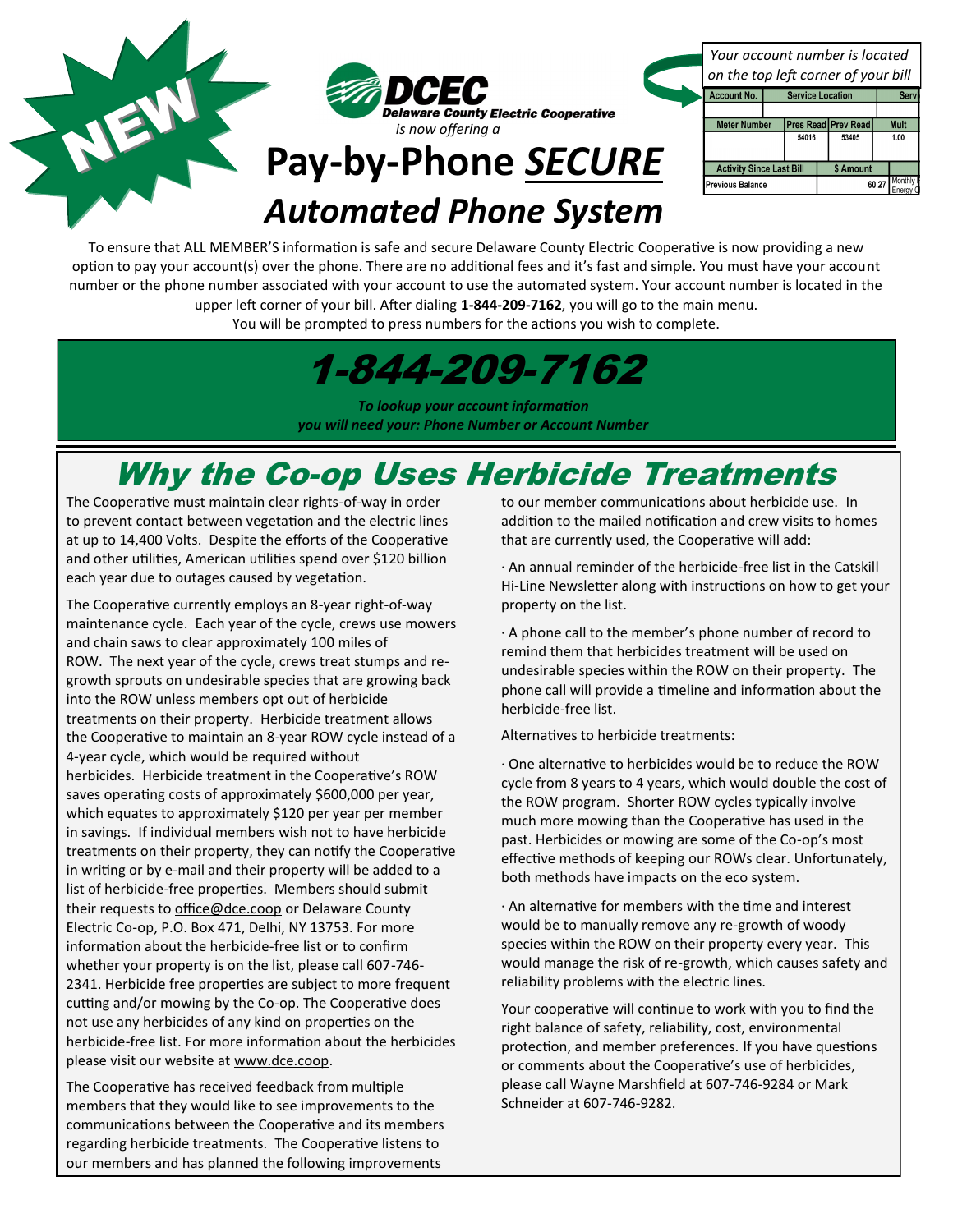NEW

**DCEC**
**Delaware County Electric Cooperative**
*is now offering a*

# Pay-by-Phone *SECURE*
## *Automated Phone System*

*Your account number is located on the top left corner of your bill*

| Account No. | Service Location | | Servi |
|---|---|---|---|
| | | | |
| Meter Number | Pres Read | Prev Read | Mult |
| | 54016 | 53405 | 1.00 |
| Activity Since Last Bill | | $ Amount | |
| Previous Balance | | 60.27 | Monthly Energy C |

To ensure that ALL MEMBER'S information is safe and secure Delaware County Electric Cooperative is now providing a new option to pay your account(s) over the phone. There are no additional fees and it's fast and simple. You must have your account number or the phone number associated with your account to use the automated system. Your account number is located in the upper left corner of your bill. After dialing **1-844-209-7162**, you will go to the main menu. You will be prompted to press numbers for the actions you wish to complete.

# *1-844-209-7162*

***To lookup your account information you will need your: Phone Number or Account Number***

# *Why the Co-op Uses Herbicide Treatments*

The Cooperative must maintain clear rights-of-way in order to prevent contact between vegetation and the electric lines at up to 14,400 Volts. Despite the efforts of the Cooperative and other utilities, American utilities spend over $120 billion each year due to outages caused by vegetation.

The Cooperative currently employs an 8-year right-of-way maintenance cycle. Each year of the cycle, crews use mowers and chain saws to clear approximately 100 miles of ROW. The next year of the cycle, crews treat stumps and re-growth sprouts on undesirable species that are growing back into the ROW unless members opt out of herbicide treatments on their property. Herbicide treatment allows the Cooperative to maintain an 8-year ROW cycle instead of a 4-year cycle, which would be required without herbicides. Herbicide treatment in the Cooperative's ROW saves operating costs of approximately $600,000 per year, which equates to approximately $120 per year per member in savings. If individual members wish not to have herbicide treatments on their property, they can notify the Cooperative in writing or by e-mail and their property will be added to a list of herbicide-free properties. Members should submit their requests to office@dce.coop or Delaware County Electric Co-op, P.O. Box 471, Delhi, NY 13753. For more information about the herbicide-free list or to confirm whether your property is on the list, please call 607-746-2341. Herbicide free properties are subject to more frequent cutting and/or mowing by the Co-op. The Cooperative does not use any herbicides of any kind on properties on the herbicide-free list. For more information about the herbicides please visit our website at www.dce.coop.

The Cooperative has received feedback from multiple members that they would like to see improvements to the communications between the Cooperative and its members regarding herbicide treatments. The Cooperative listens to our members and has planned the following improvements to our member communications about herbicide use. In addition to the mailed notification and crew visits to homes that are currently used, the Cooperative will add:

· An annual reminder of the herbicide-free list in the Catskill Hi-Line Newsletter along with instructions on how to get your property on the list.

· A phone call to the member's phone number of record to remind them that herbicides treatment will be used on undesirable species within the ROW on their property. The phone call will provide a timeline and information about the herbicide-free list.

Alternatives to herbicide treatments:

· One alternative to herbicides would be to reduce the ROW cycle from 8 years to 4 years, which would double the cost of the ROW program. Shorter ROW cycles typically involve much more mowing than the Cooperative has used in the past. Herbicides or mowing are some of the Co-op's most effective methods of keeping our ROWs clear. Unfortunately, both methods have impacts on the eco system.

· An alternative for members with the time and interest would be to manually remove any re-growth of woody species within the ROW on their property every year. This would manage the risk of re-growth, which causes safety and reliability problems with the electric lines.

Your cooperative will continue to work with you to find the right balance of safety, reliability, cost, environmental protection, and member preferences. If you have questions or comments about the Cooperative's use of herbicides, please call Wayne Marshfield at 607-746-9284 or Mark Schneider at 607-746-9282.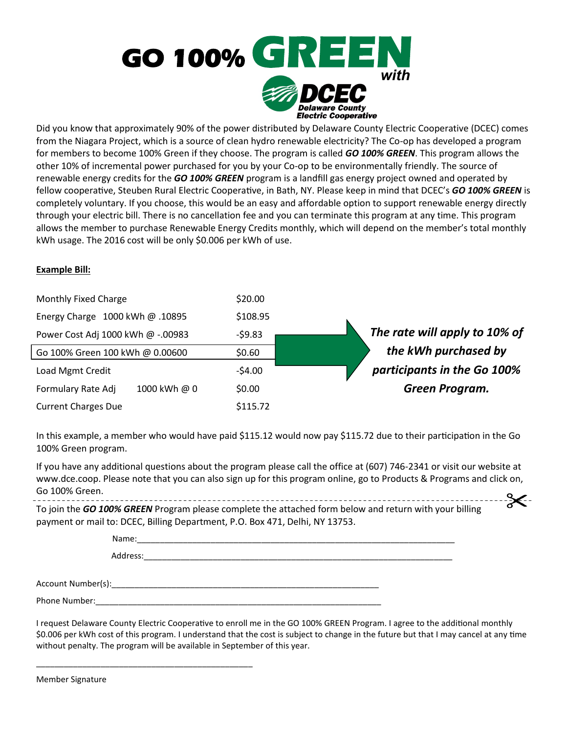# GO 100% GREEN with DCEC

Delaware County Electric Cooperative

Did you know that approximately 90% of the power distributed by Delaware County Electric Cooperative (DCEC) comes from the Niagara Project, which is a source of clean hydro renewable electricity? The Co-op has developed a program for members to become 100% Green if they choose. The program is called ***GO 100% GREEN***. This program allows the other 10% of incremental power purchased for you by your Co-op to be environmentally friendly. The source of renewable energy credits for the ***GO 100% GREEN*** program is a landfill gas energy project owned and operated by fellow cooperative, Steuben Rural Electric Cooperative, in Bath, NY. Please keep in mind that DCEC's ***GO 100% GREEN*** is completely voluntary. If you choose, this would be an easy and affordable option to support renewable energy directly through your electric bill. There is no cancellation fee and you can terminate this program at any time. This program allows the member to purchase Renewable Energy Credits monthly, which will depend on the member's total monthly kWh usage. The 2016 cost will be only $0.006 per kWh of use.

**Example Bill:**

| | |
|---|---|
| Monthly Fixed Charge | $20.00 |
| Energy Charge 1000 kWh @ .10895 | $108.95 |
| Power Cost Adj 1000 kWh @ -.00983 | -$9.83 |
| Go 100% Green 100 kWh @ 0.00600 | $0.60 |
| Load Mgmt Credit | -$4.00 |
| Formulary Rate Adj 1000 kWh @ 0 | $0.00 |
| Current Charges Due | $115.72 |

***The rate will apply to 10% of the kWh purchased by participants in the Go 100% Green Program.***

In this example, a member who would have paid $115.12 would now pay $115.72 due to their participation in the Go 100% Green program.

If you have any additional questions about the program please call the office at (607) 746-2341 or visit our website at www.dce.coop. Please note that you can also sign up for this program online, go to Products & Programs and click on, Go 100% Green.

---

To join the ***GO 100% GREEN*** Program please complete the attached form below and return with your billing payment or mail to: DCEC, Billing Department, P.O. Box 471, Delhi, NY 13753.

Name:______________________________________________________________________

Address:____________________________________________________________________

Account Number(s):___________________________________________________________

Phone Number:_______________________________________________________________

I request Delaware County Electric Cooperative to enroll me in the GO 100% GREEN Program. I agree to the additional monthly $0.006 per kWh cost of this program. I understand that the cost is subject to change in the future but that I may cancel at any time without penalty. The program will be available in September of this year.

_______________________________________________

Member Signature